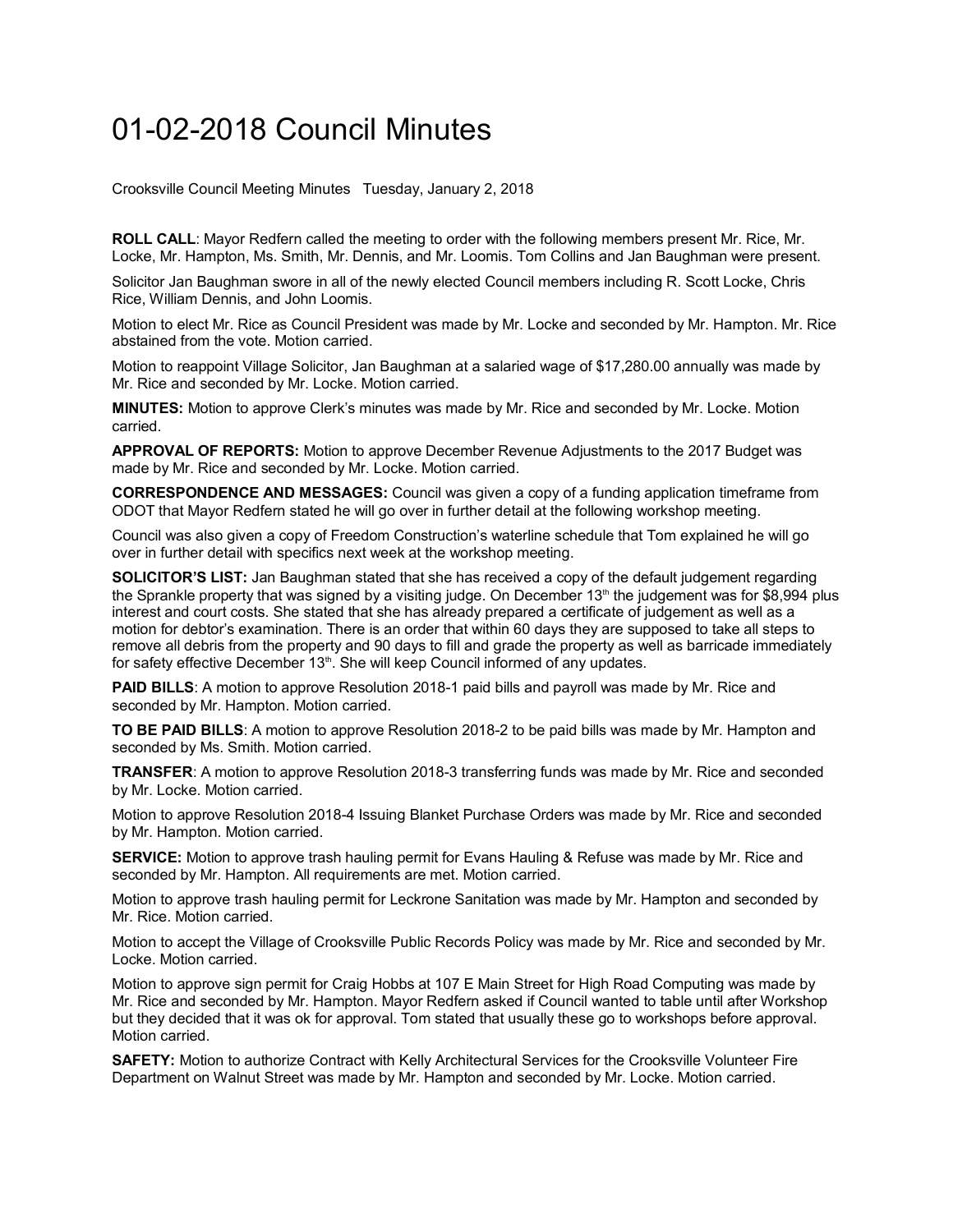# 01-02-2018 Council Minutes

Crooksville Council Meeting Minutes Tuesday, January 2, 2018

**ROLL CALL**: Mayor Redfern called the meeting to order with the following members present Mr. Rice, Mr. Locke, Mr. Hampton, Ms. Smith, Mr. Dennis, and Mr. Loomis. Tom Collins and Jan Baughman were present.

Solicitor Jan Baughman swore in all of the newly elected Council members including R. Scott Locke, Chris Rice, William Dennis, and John Loomis.

Motion to elect Mr. Rice as Council President was made by Mr. Locke and seconded by Mr. Hampton. Mr. Rice abstained from the vote. Motion carried.

Motion to reappoint Village Solicitor, Jan Baughman at a salaried wage of $17,280.00 annually was made by Mr. Rice and seconded by Mr. Locke. Motion carried.

**MINUTES:** Motion to approve Clerk's minutes was made by Mr. Rice and seconded by Mr. Locke. Motion carried.

**APPROVAL OF REPORTS:** Motion to approve December Revenue Adjustments to the 2017 Budget was made by Mr. Rice and seconded by Mr. Locke. Motion carried.

**CORRESPONDENCE AND MESSAGES:** Council was given a copy of a funding application timeframe from ODOT that Mayor Redfern stated he will go over in further detail at the following workshop meeting.

Council was also given a copy of Freedom Construction's waterline schedule that Tom explained he will go over in further detail with specifics next week at the workshop meeting.

**SOLICITOR'S LIST:** Jan Baughman stated that she has received a copy of the default judgement regarding the Sprankle property that was signed by a visiting judge. On December 13th the judgement was for $8,994 plus interest and court costs. She stated that she has already prepared a certificate of judgement as well as a motion for debtor's examination. There is an order that within 60 days they are supposed to take all steps to remove all debris from the property and 90 days to fill and grade the property as well as barricade immediately for safety effective December 13th. She will keep Council informed of any updates.

**PAID BILLS**: A motion to approve Resolution 2018-1 paid bills and payroll was made by Mr. Rice and seconded by Mr. Hampton. Motion carried.

**TO BE PAID BILLS**: A motion to approve Resolution 2018-2 to be paid bills was made by Mr. Hampton and seconded by Ms. Smith. Motion carried.

**TRANSFER**: A motion to approve Resolution 2018-3 transferring funds was made by Mr. Rice and seconded by Mr. Locke. Motion carried.

Motion to approve Resolution 2018-4 Issuing Blanket Purchase Orders was made by Mr. Rice and seconded by Mr. Hampton. Motion carried.

**SERVICE:** Motion to approve trash hauling permit for Evans Hauling & Refuse was made by Mr. Rice and seconded by Mr. Hampton. All requirements are met. Motion carried.

Motion to approve trash hauling permit for Leckrone Sanitation was made by Mr. Hampton and seconded by Mr. Rice. Motion carried.

Motion to accept the Village of Crooksville Public Records Policy was made by Mr. Rice and seconded by Mr. Locke. Motion carried.

Motion to approve sign permit for Craig Hobbs at 107 E Main Street for High Road Computing was made by Mr. Rice and seconded by Mr. Hampton. Mayor Redfern asked if Council wanted to table until after Workshop but they decided that it was ok for approval. Tom stated that usually these go to workshops before approval. Motion carried.

**SAFETY:** Motion to authorize Contract with Kelly Architectural Services for the Crooksville Volunteer Fire Department on Walnut Street was made by Mr. Hampton and seconded by Mr. Locke. Motion carried.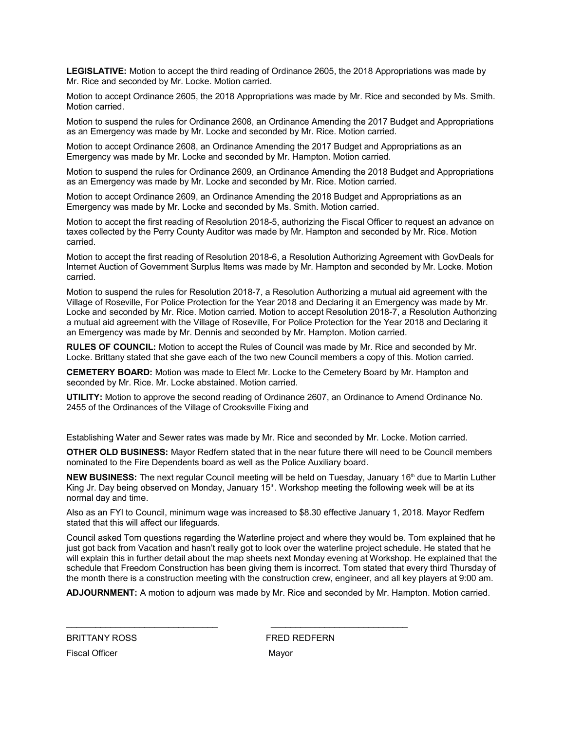**LEGISLATIVE:** Motion to accept the third reading of Ordinance 2605, the 2018 Appropriations was made by Mr. Rice and seconded by Mr. Locke. Motion carried.

Motion to accept Ordinance 2605, the 2018 Appropriations was made by Mr. Rice and seconded by Ms. Smith. Motion carried.

Motion to suspend the rules for Ordinance 2608, an Ordinance Amending the 2017 Budget and Appropriations as an Emergency was made by Mr. Locke and seconded by Mr. Rice. Motion carried.

Motion to accept Ordinance 2608, an Ordinance Amending the 2017 Budget and Appropriations as an Emergency was made by Mr. Locke and seconded by Mr. Hampton. Motion carried.

Motion to suspend the rules for Ordinance 2609, an Ordinance Amending the 2018 Budget and Appropriations as an Emergency was made by Mr. Locke and seconded by Mr. Rice. Motion carried.

Motion to accept Ordinance 2609, an Ordinance Amending the 2018 Budget and Appropriations as an Emergency was made by Mr. Locke and seconded by Ms. Smith. Motion carried.

Motion to accept the first reading of Resolution 2018-5, authorizing the Fiscal Officer to request an advance on taxes collected by the Perry County Auditor was made by Mr. Hampton and seconded by Mr. Rice. Motion carried.

Motion to accept the first reading of Resolution 2018-6, a Resolution Authorizing Agreement with GovDeals for Internet Auction of Government Surplus Items was made by Mr. Hampton and seconded by Mr. Locke. Motion carried.

Motion to suspend the rules for Resolution 2018-7, a Resolution Authorizing a mutual aid agreement with the Village of Roseville, For Police Protection for the Year 2018 and Declaring it an Emergency was made by Mr. Locke and seconded by Mr. Rice. Motion carried. Motion to accept Resolution 2018-7, a Resolution Authorizing a mutual aid agreement with the Village of Roseville, For Police Protection for the Year 2018 and Declaring it an Emergency was made by Mr. Dennis and seconded by Mr. Hampton. Motion carried.

**RULES OF COUNCIL:** Motion to accept the Rules of Council was made by Mr. Rice and seconded by Mr. Locke. Brittany stated that she gave each of the two new Council members a copy of this. Motion carried.

**CEMETERY BOARD:** Motion was made to Elect Mr. Locke to the Cemetery Board by Mr. Hampton and seconded by Mr. Rice. Mr. Locke abstained. Motion carried.

**UTILITY:** Motion to approve the second reading of Ordinance 2607, an Ordinance to Amend Ordinance No. 2455 of the Ordinances of the Village of Crooksville Fixing and Establishing Water and Sewer rates was made by Mr. Rice and seconded by Mr. Locke. Motion carried.

**OTHER OLD BUSINESS:** Mayor Redfern stated that in the near future there will need to be Council members nominated to the Fire Dependents board as well as the Police Auxiliary board.

**NEW BUSINESS:** The next regular Council meeting will be held on Tuesday, January 16th due to Martin Luther King Jr. Day being observed on Monday, January 15th. Workshop meeting the following week will be at its normal day and time.

Also as an FYI to Council, minimum wage was increased to $8.30 effective January 1, 2018. Mayor Redfern stated that this will affect our lifeguards.

Council asked Tom questions regarding the Waterline project and where they would be. Tom explained that he just got back from Vacation and hasn't really got to look over the waterline project schedule. He stated that he will explain this in further detail about the map sheets next Monday evening at Workshop. He explained that the schedule that Freedom Construction has been giving them is incorrect. Tom stated that every third Thursday of the month there is a construction meeting with the construction crew, engineer, and all key players at 9:00 am.

**ADJOURNMENT:** A motion to adjourn was made by Mr. Rice and seconded by Mr. Hampton. Motion carried.

| | |
|---|---|
| \_\_\_\_\_\_\_\_\_\_\_\_\_\_\_\_\_\_\_\_\_\_\_\_\_\_\_\_ | \_\_\_\_\_\_\_\_\_\_\_\_\_\_\_\_\_\_\_\_\_\_\_\_\_\_\_\_ |
| BRITTANY ROSS | FRED REDFERN |
| Fiscal Officer | Mayor |